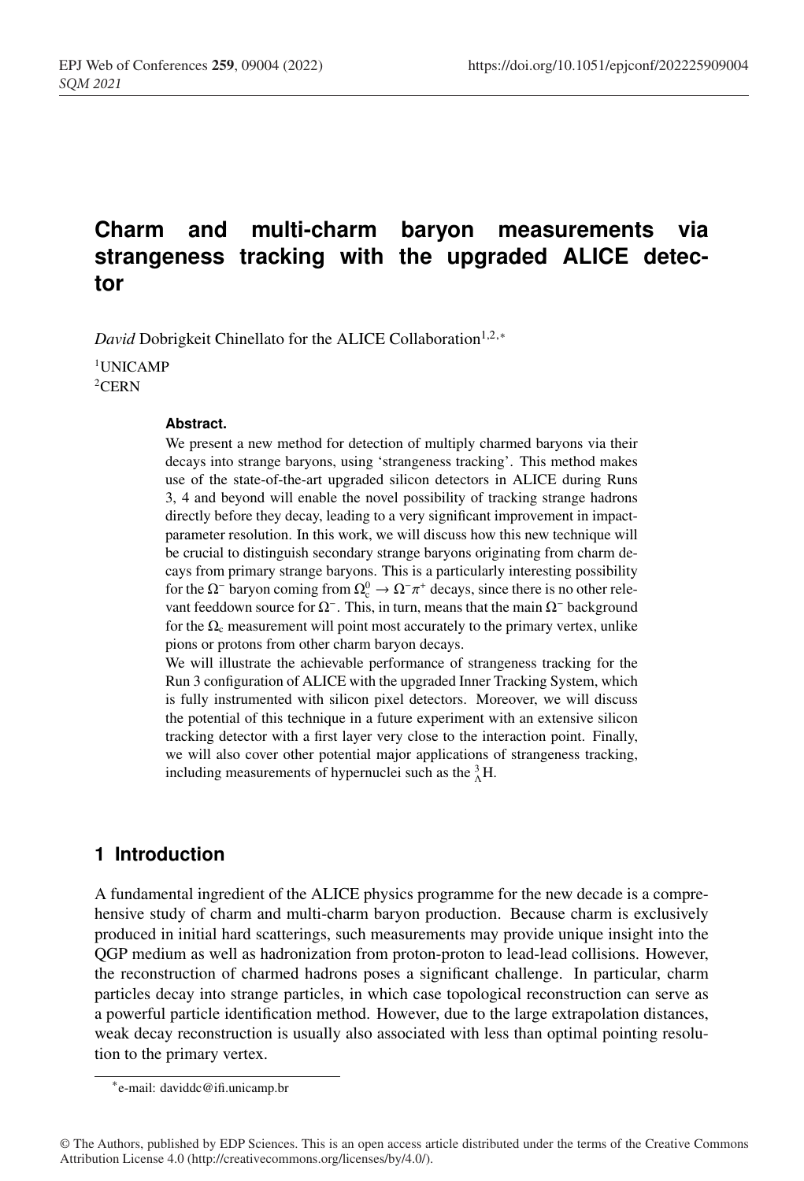# Charm and multi-charm baryon measurements via strangeness tracking with the upgraded ALICE detector

*David* Dobrigkeit Chinellato for the ALICE Collaboration[1,2,*]

[1]UNICAMP
[2]CERN

**Abstract.**
We present a new method for detection of multiply charmed baryons via their decays into strange baryons, using 'strangeness tracking'. This method makes use of the state-of-the-art upgraded silicon detectors in ALICE during Runs 3, 4 and beyond will enable the novel possibility of tracking strange hadrons directly before they decay, leading to a very significant improvement in impact-parameter resolution. In this work, we will discuss how this new technique will be crucial to distinguish secondary strange baryons originating from charm decays from primary strange baryons. This is a particularly interesting possibility for the $\Omega^-$ baryon coming from $\Omega_c^0 \rightarrow \Omega^-\pi^+$ decays, since there is no other relevant feeddown source for $\Omega^-$. This, in turn, means that the main $\Omega^-$ background for the $\Omega_c$ measurement will point most accurately to the primary vertex, unlike pions or protons from other charm baryon decays.
We will illustrate the achievable performance of strangeness tracking for the Run 3 configuration of ALICE with the upgraded Inner Tracking System, which is fully instrumented with silicon pixel detectors. Moreover, we will discuss the potential of this technique in a future experiment with an extensive silicon tracking detector with a first layer very close to the interaction point. Finally, we will also cover other potential major applications of strangeness tracking, including measurements of hypernuclei such as the $^3_\Lambda$H.

## 1 Introduction

A fundamental ingredient of the ALICE physics programme for the new decade is a comprehensive study of charm and multi-charm baryon production. Because charm is exclusively produced in initial hard scatterings, such measurements may provide unique insight into the QGP medium as well as hadronization from proton-proton to lead-lead collisions. However, the reconstruction of charmed hadrons poses a significant challenge. In particular, charm particles decay into strange particles, in which case topological reconstruction can serve as a powerful particle identification method. However, due to the large extrapolation distances, weak decay reconstruction is usually also associated with less than optimal pointing resolution to the primary vertex.

*e-mail: daviddc@ifi.unicamp.br

© The Authors, published by EDP Sciences. This is an open access article distributed under the terms of the Creative Commons Attribution License 4.0 (http://creativecommons.org/licenses/by/4.0/).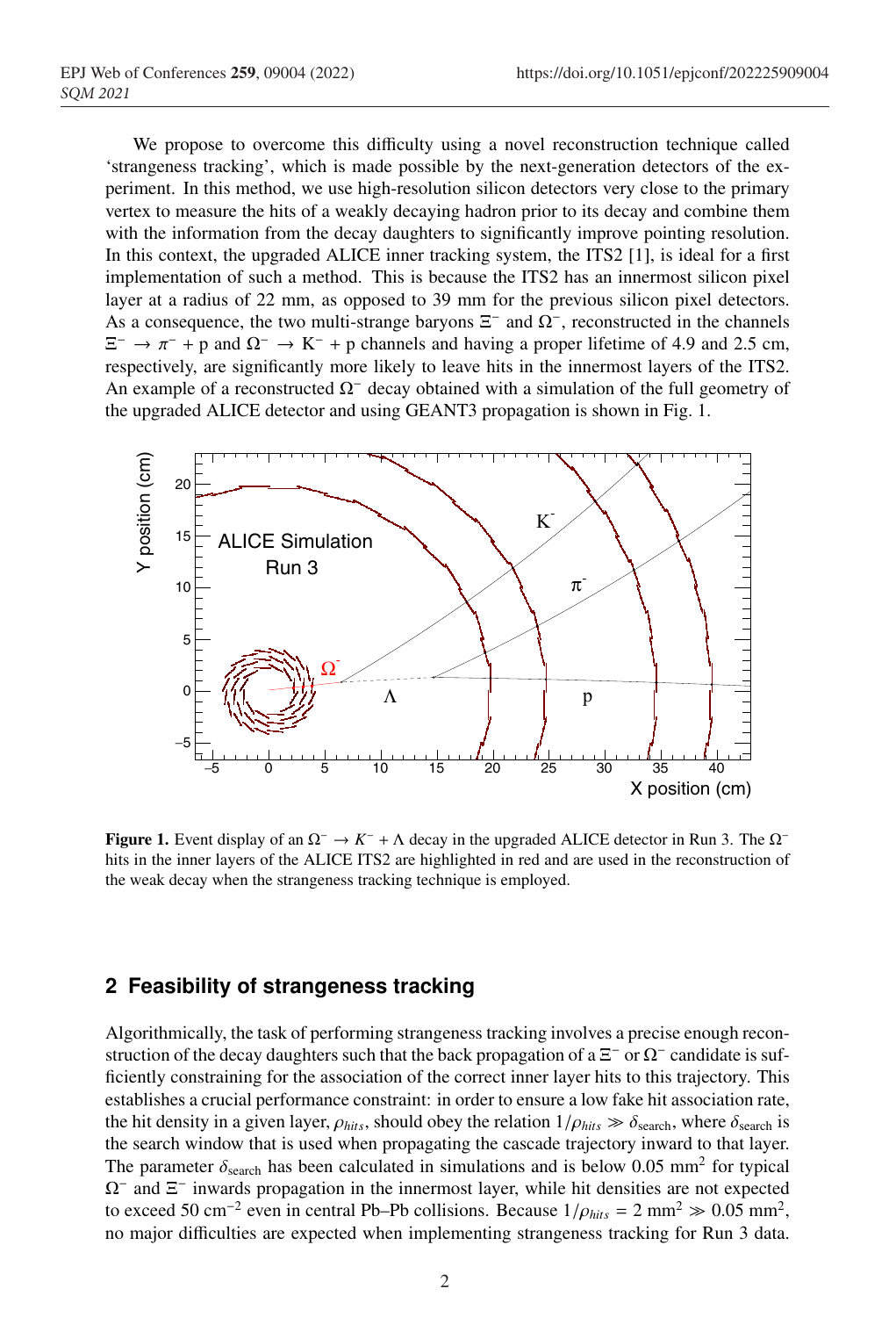We propose to overcome this difficulty using a novel reconstruction technique called 'strangeness tracking', which is made possible by the next-generation detectors of the experiment. In this method, we use high-resolution silicon detectors very close to the primary vertex to measure the hits of a weakly decaying hadron prior to its decay and combine them with the information from the decay daughters to significantly improve pointing resolution. In this context, the upgraded ALICE inner tracking system, the ITS2 [1], is ideal for a first implementation of such a method. This is because the ITS2 has an innermost silicon pixel layer at a radius of 22 mm, as opposed to 39 mm for the previous silicon pixel detectors. As a consequence, the two multi-strange baryons $\Xi^-$ and $\Omega^-$, reconstructed in the channels $\Xi^- \rightarrow \pi^- + \mathrm{p}$ and $\Omega^- \rightarrow \mathrm{K}^- + \mathrm{p}$ channels and having a proper lifetime of 4.9 and 2.5 cm, respectively, are significantly more likely to leave hits in the innermost layers of the ITS2. An example of a reconstructed $\Omega^-$ decay obtained with a simulation of the full geometry of the upgraded ALICE detector and using GEANT3 propagation is shown in Fig. 1.

**Figure 1.** Event display of an $\Omega^- \rightarrow K^- + \Lambda$ decay in the upgraded ALICE detector in Run 3. The $\Omega^-$ hits in the inner layers of the ALICE ITS2 are highlighted in red and are used in the reconstruction of the weak decay when the strangeness tracking technique is employed.

## 2 Feasibility of strangeness tracking

Algorithmically, the task of performing strangeness tracking involves a precise enough reconstruction of the decay daughters such that the back propagation of a $\Xi^-$ or $\Omega^-$ candidate is sufficiently constraining for the association of the correct inner layer hits to this trajectory. This establishes a crucial performance constraint: in order to ensure a low fake hit association rate, the hit density in a given layer, $\rho_{hits}$, should obey the relation $1/\rho_{hits} \gg \delta_{\mathrm{search}}$, where $\delta_{\mathrm{search}}$ is the search window that is used when propagating the cascade trajectory inward to that layer. The parameter $\delta_{\mathrm{search}}$ has been calculated in simulations and is below 0.05 mm$^2$ for typical $\Omega^-$ and $\Xi^-$ inwards propagation in the innermost layer, while hit densities are not expected to exceed 50 cm$^{-2}$ even in central Pb–Pb collisions. Because $1/\rho_{hits} = 2$ mm$^2 \gg 0.05$ mm$^2$, no major difficulties are expected when implementing strangeness tracking for Run 3 data.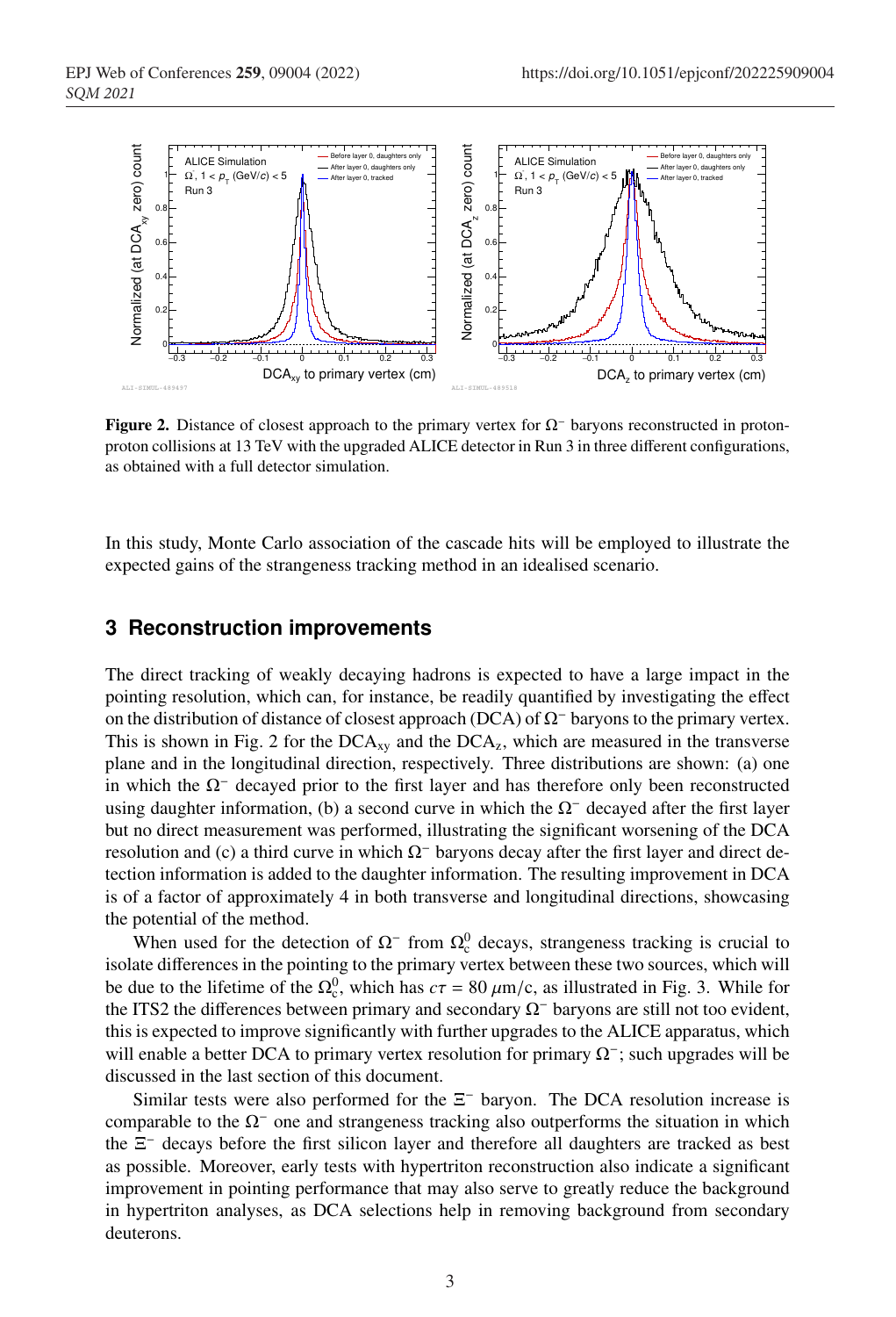**Figure 2.** Distance of closest approach to the primary vertex for $\Omega^-$ baryons reconstructed in proton-proton collisions at 13 TeV with the upgraded ALICE detector in Run 3 in three different configurations, as obtained with a full detector simulation.

In this study, Monte Carlo association of the cascade hits will be employed to illustrate the expected gains of the strangeness tracking method in an idealised scenario.

## 3 Reconstruction improvements

The direct tracking of weakly decaying hadrons is expected to have a large impact in the pointing resolution, which can, for instance, be readily quantified by investigating the effect on the distribution of distance of closest approach (DCA) of $\Omega^-$ baryons to the primary vertex. This is shown in Fig. 2 for the $\mathrm{DCA_{xy}}$ and the $\mathrm{DCA_z}$, which are measured in the transverse plane and in the longitudinal direction, respectively. Three distributions are shown: (a) one in which the $\Omega^-$ decayed prior to the first layer and has therefore only been reconstructed using daughter information, (b) a second curve in which the $\Omega^-$ decayed after the first layer but no direct measurement was performed, illustrating the significant worsening of the DCA resolution and (c) a third curve in which $\Omega^-$ baryons decay after the first layer and direct detection information is added to the daughter information. The resulting improvement in DCA is of a factor of approximately 4 in both transverse and longitudinal directions, showcasing the potential of the method.

When used for the detection of $\Omega^-$ from $\Omega_c^0$ decays, strangeness tracking is crucial to isolate differences in the pointing to the primary vertex between these two sources, which will be due to the lifetime of the $\Omega_c^0$, which has $c\tau = 80\ \mu\mathrm{m}/c$, as illustrated in Fig. 3. While for the ITS2 the differences between primary and secondary $\Omega^-$ baryons are still not too evident, this is expected to improve significantly with further upgrades to the ALICE apparatus, which will enable a better DCA to primary vertex resolution for primary $\Omega^-$; such upgrades will be discussed in the last section of this document.

Similar tests were also performed for the $\Xi^-$ baryon. The DCA resolution increase is comparable to the $\Omega^-$ one and strangeness tracking also outperforms the situation in which the $\Xi^-$ decays before the first silicon layer and therefore all daughters are tracked as best as possible. Moreover, early tests with hypertriton reconstruction also indicate a significant improvement in pointing performance that may also serve to greatly reduce the background in hypertriton analyses, as DCA selections help in removing background from secondary deuterons.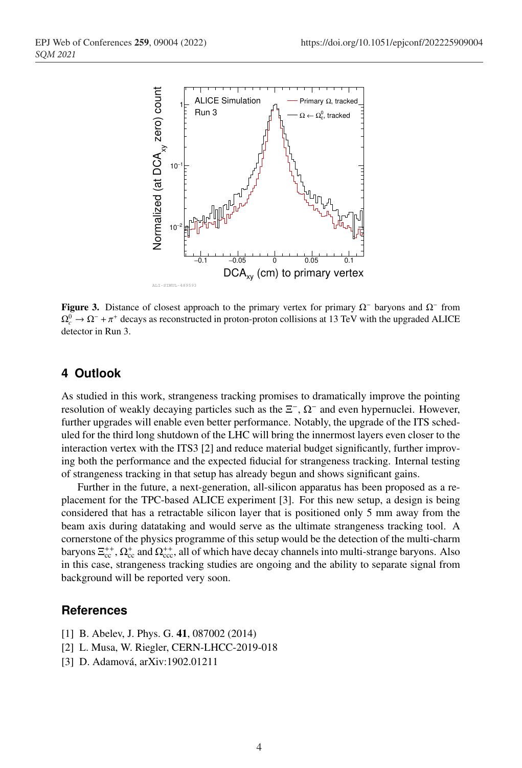ALICE Simulation
Run 3
Primary Ω, tracked
$\Omega \leftarrow \Omega_c^0$, tracked
Normalized (at $DCA_{xy}$ zero) count
1
$10^{-1}$
$10^{-2}$
−0.1
−0.05
0
0.05
0.1
$DCA_{xy}$ (cm) to primary vertex
ALI-SIMUL-489593

**Figure 3.** Distance of closest approach to the primary vertex for primary $\Omega^-$ baryons and $\Omega^-$ from $\Omega_c^0 \rightarrow \Omega^- + \pi^+$ decays as reconstructed in proton-proton collisions at 13 TeV with the upgraded ALICE detector in Run 3.

## 4 Outlook

As studied in this work, strangeness tracking promises to dramatically improve the pointing resolution of weakly decaying particles such as the $\Xi^-$, $\Omega^-$ and even hypernuclei. However, further upgrades will enable even better performance. Notably, the upgrade of the ITS scheduled for the third long shutdown of the LHC will bring the innermost layers even closer to the interaction vertex with the ITS3 [2] and reduce material budget significantly, further improving both the performance and the expected fiducial for strangeness tracking. Internal testing of strangeness tracking in that setup has already begun and shows significant gains.

Further in the future, a next-generation, all-silicon apparatus has been proposed as a replacement for the TPC-based ALICE experiment [3]. For this new setup, a design is being considered that has a retractable silicon layer that is positioned only 5 mm away from the beam axis during datataking and would serve as the ultimate strangeness tracking tool. A cornerstone of the physics programme of this setup would be the detection of the multi-charm baryons $\Xi_{cc}^{++}$, $\Omega_{cc}^{+}$ and $\Omega_{ccc}^{++}$, all of which have decay channels into multi-strange baryons. Also in this case, strangeness tracking studies are ongoing and the ability to separate signal from background will be reported very soon.

## References

[1] B. Abelev, J. Phys. G. **41**, 087002 (2014)
[2] L. Musa, W. Riegler, CERN-LHCC-2019-018
[3] D. Adamová, arXiv:1902.01211